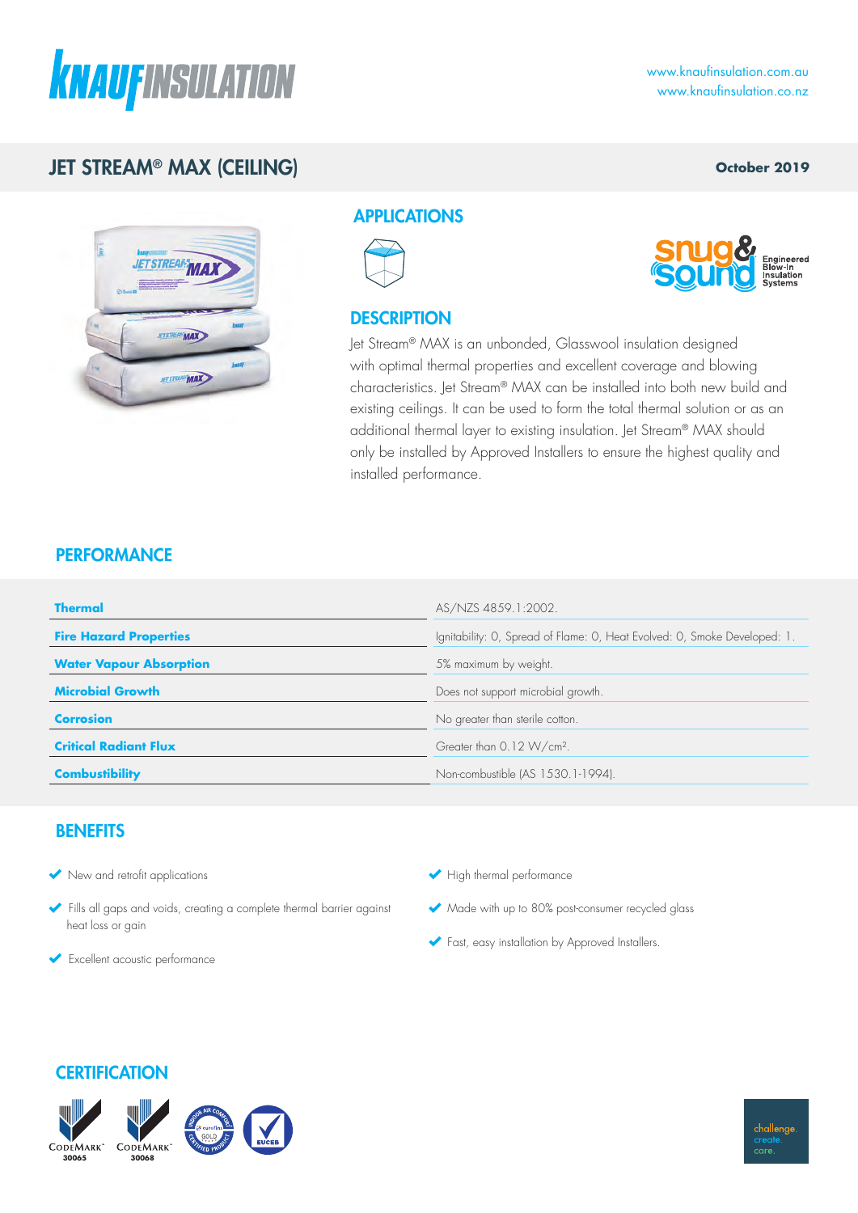# JET STREAM® MAX (CEILING)

October 2019

## APPLICATIONS

## DESCRIPTION

Jet Stream® MAX is an unbonded, Glasswool insulation designed with optimal thermal properties and excellent coverage and blowing characteristics. Jet Stream® MAX can be installed into both new build and existing ceilings. It can be used to form the total thermal solution or as an additional thermal layer to existing insulation. Jet Stream® MAX should only be installed by Approved Installers to ensure the highest quality and installed performance.

## PERFORMANCE

| | |
|---|---|
| **Thermal** | AS/NZS 4859.1:2002. |
| **Fire Hazard Properties** | Ignitability: 0, Spread of Flame: 0, Heat Evolved: 0, Smoke Developed: 1. |
| **Water Vapour Absorption** | 5% maximum by weight. |
| **Microbial Growth** | Does not support microbial growth. |
| **Corrosion** | No greater than sterile cotton. |
| **Critical Radiant Flux** | Greater than 0.12 W/cm². |
| **Combustibility** | Non-combustible (AS 1530.1-1994). |

## BENEFITS

- New and retrofit applications
- Fills all gaps and voids, creating a complete thermal barrier against heat loss or gain
- Excellent acoustic performance
- High thermal performance
- Made with up to 80% post-consumer recycled glass
- Fast, easy installation by Approved Installers.

## CERTIFICATION

CodeMark 30065

CodeMark 30068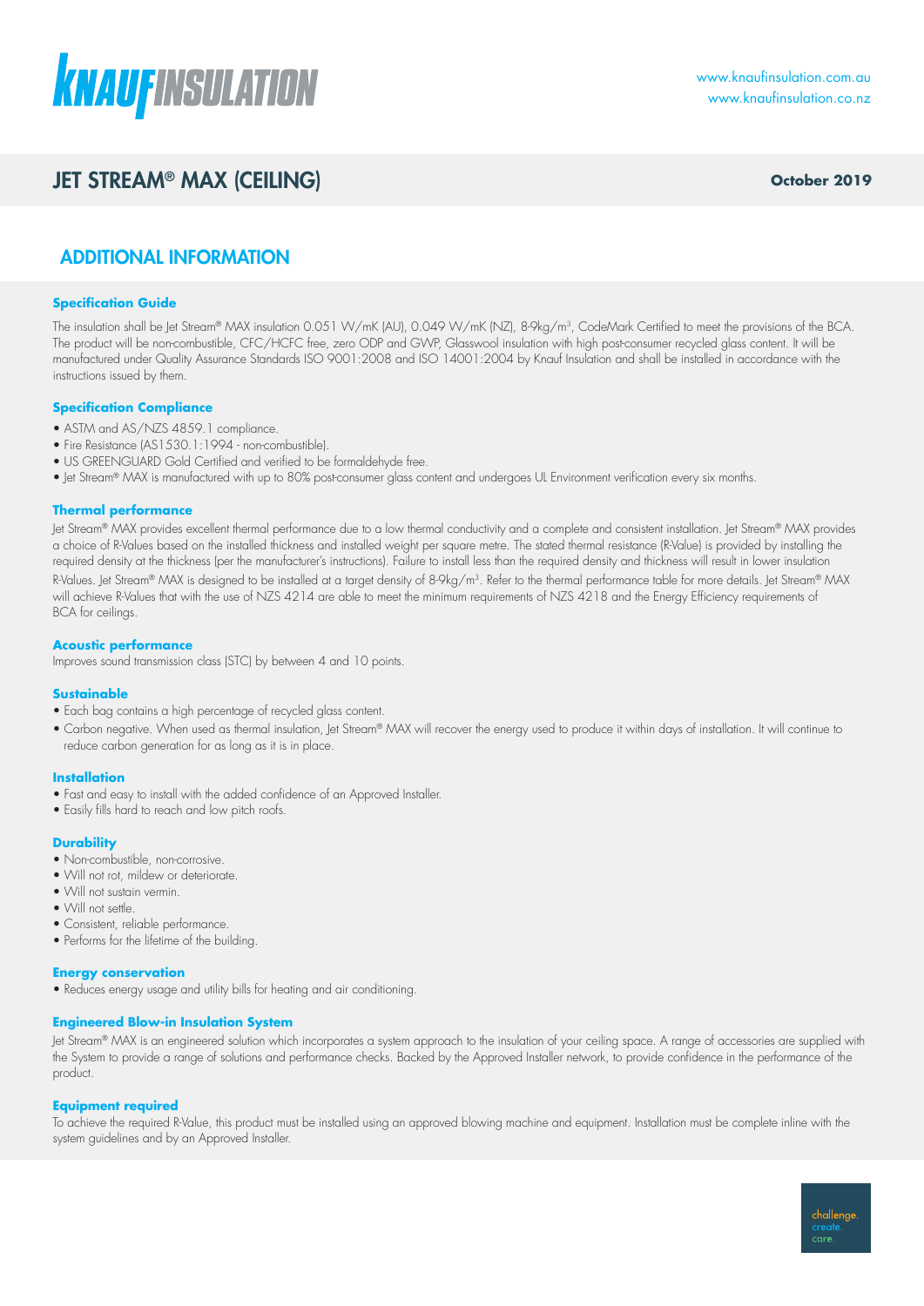# JET STREAM® MAX (CEILING)

**October 2019**

## ADDITIONAL INFORMATION

### Specification Guide

The insulation shall be Jet Stream® MAX insulation 0.051 W/mK (AU), 0.049 W/mK (NZ), 8-9kg/m³, CodeMark Certified to meet the provisions of the BCA. The product will be non-combustible, CFC/HCFC free, zero ODP and GWP, Glasswool insulation with high post-consumer recycled glass content. It will be manufactured under Quality Assurance Standards ISO 9001:2008 and ISO 14001:2004 by Knauf Insulation and shall be installed in accordance with the instructions issued by them.

### Specification Compliance

- ASTM and AS/NZS 4859.1 compliance.
- Fire Resistance (AS1530.1:1994 - non-combustible).
- US GREENGUARD Gold Certified and verified to be formaldehyde free.
- Jet Stream® MAX is manufactured with up to 80% post-consumer glass content and undergoes UL Environment verification every six months.

### Thermal performance

Jet Stream® MAX provides excellent thermal performance due to a low thermal conductivity and a complete and consistent installation. Jet Stream® MAX provides a choice of R-Values based on the installed thickness and installed weight per square metre. The stated thermal resistance (R-Value) is provided by installing the required density at the thickness (per the manufacturer's instructions). Failure to install less than the required density and thickness will result in lower insulation R-Values. Jet Stream® MAX is designed to be installed at a target density of 8-9kg/m³. Refer to the thermal performance table for more details. Jet Stream® MAX will achieve R-Values that with the use of NZS 4214 are able to meet the minimum requirements of NZS 4218 and the Energy Efficiency requirements of BCA for ceilings.

### Acoustic performance

Improves sound transmission class (STC) by between 4 and 10 points.

### Sustainable

- Each bag contains a high percentage of recycled glass content.
- Carbon negative. When used as thermal insulation, Jet Stream® MAX will recover the energy used to produce it within days of installation. It will continue to reduce carbon generation for as long as it is in place.

### Installation

- Fast and easy to install with the added confidence of an Approved Installer.
- Easily fills hard to reach and low pitch roofs.

### Durability

- Non-combustible, non-corrosive.
- Will not rot, mildew or deteriorate.
- Will not sustain vermin.
- Will not settle.
- Consistent, reliable performance.
- Performs for the lifetime of the building.

### Energy conservation

- Reduces energy usage and utility bills for heating and air conditioning.

### Engineered Blow-in Insulation System

Jet Stream® MAX is an engineered solution which incorporates a system approach to the insulation of your ceiling space. A range of accessories are supplied with the System to provide a range of solutions and performance checks. Backed by the Approved Installer network, to provide confidence in the performance of the product.

### Equipment required

To achieve the required R-Value, this product must be installed using an approved blowing machine and equipment. Installation must be complete inline with the system guidelines and by an Approved Installer.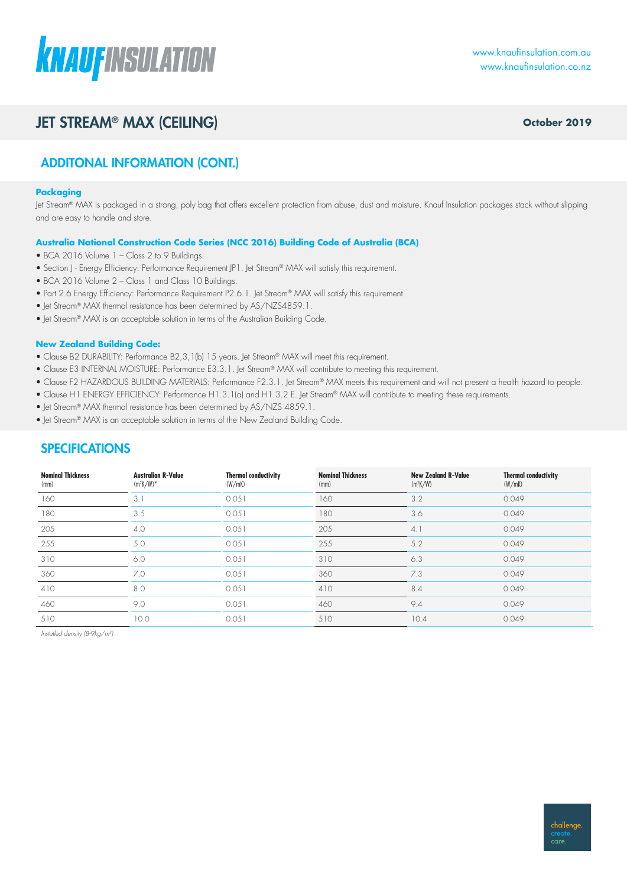# JET STREAM® MAX (CEILING)

**October 2019**

## ADDITONAL INFORMATION (CONT.)

### Packaging

Jet Stream® MAX is packaged in a strong, poly bag that offers excellent protection from abuse, dust and moisture. Knauf Insulation packages stack without slipping and are easy to handle and store.

### Australia National Construction Code Series (NCC 2016) Building Code of Australia (BCA)

- BCA 2016 Volume 1 – Class 2 to 9 Buildings.
- Section J - Energy Efficiency: Performance Requirement JP1. Jet Stream® MAX will satisfy this requirement.
- BCA 2016 Volume 2 – Class 1 and Class 10 Buildings.
- Part 2.6 Energy Efficiency: Performance Requirement P2.6.1. Jet Stream® MAX will satisfy this requirement.
- Jet Stream® MAX thermal resistance has been determined by AS/NZS4859.1.
- Jet Stream® MAX is an acceptable solution in terms of the Australian Building Code.

### New Zealand Building Code:

- Clause B2 DURABILITY: Performance B2,3,1(b) 15 years. Jet Stream® MAX will meet this requirement.
- Clause E3 INTERNAL MOISTURE: Performance E3.3.1. Jet Stream® MAX will contribute to meeting this requirement.
- Clause F2 HAZARDOUS BUILDING MATERIALS: Performance F2.3.1. Jet Stream® MAX meets this requirement and will not present a health hazard to people.
- Clause H1 ENERGY EFFICIENCY: Performance H1.3.1(a) and H1.3.2 E. Jet Stream® MAX will contribute to meeting these requirements.
- Jet Stream® MAX thermal resistance has been determined by AS/NZS 4859.1.
- Jet Stream® MAX is an acceptable solution in terms of the New Zealand Building Code.

## SPECIFICATIONS

| Nominal Thickness (mm) | Australian R-Value ($m^2K/W$)* | Thermal conductivity (W/mK) | Nominal Thickness (mm) | New Zealand R-Value ($m^2K/W$) | Thermal conductivity (W/mK) |
|---|---|---|---|---|---|
| 160 | 3.1 | 0.051 | 160 | 3.2 | 0.049 |
| 180 | 3.5 | 0.051 | 180 | 3.6 | 0.049 |
| 205 | 4.0 | 0.051 | 205 | 4.1 | 0.049 |
| 255 | 5.0 | 0.051 | 255 | 5.2 | 0.049 |
| 310 | 6.0 | 0.051 | 310 | 6.3 | 0.049 |
| 360 | 7.0 | 0.051 | 360 | 7.3 | 0.049 |
| 410 | 8.0 | 0.051 | 410 | 8.4 | 0.049 |
| 460 | 9.0 | 0.051 | 460 | 9.4 | 0.049 |
| 510 | 10.0 | 0.051 | 510 | 10.4 | 0.049 |

*Installed density (8-9kg/$m^3$)*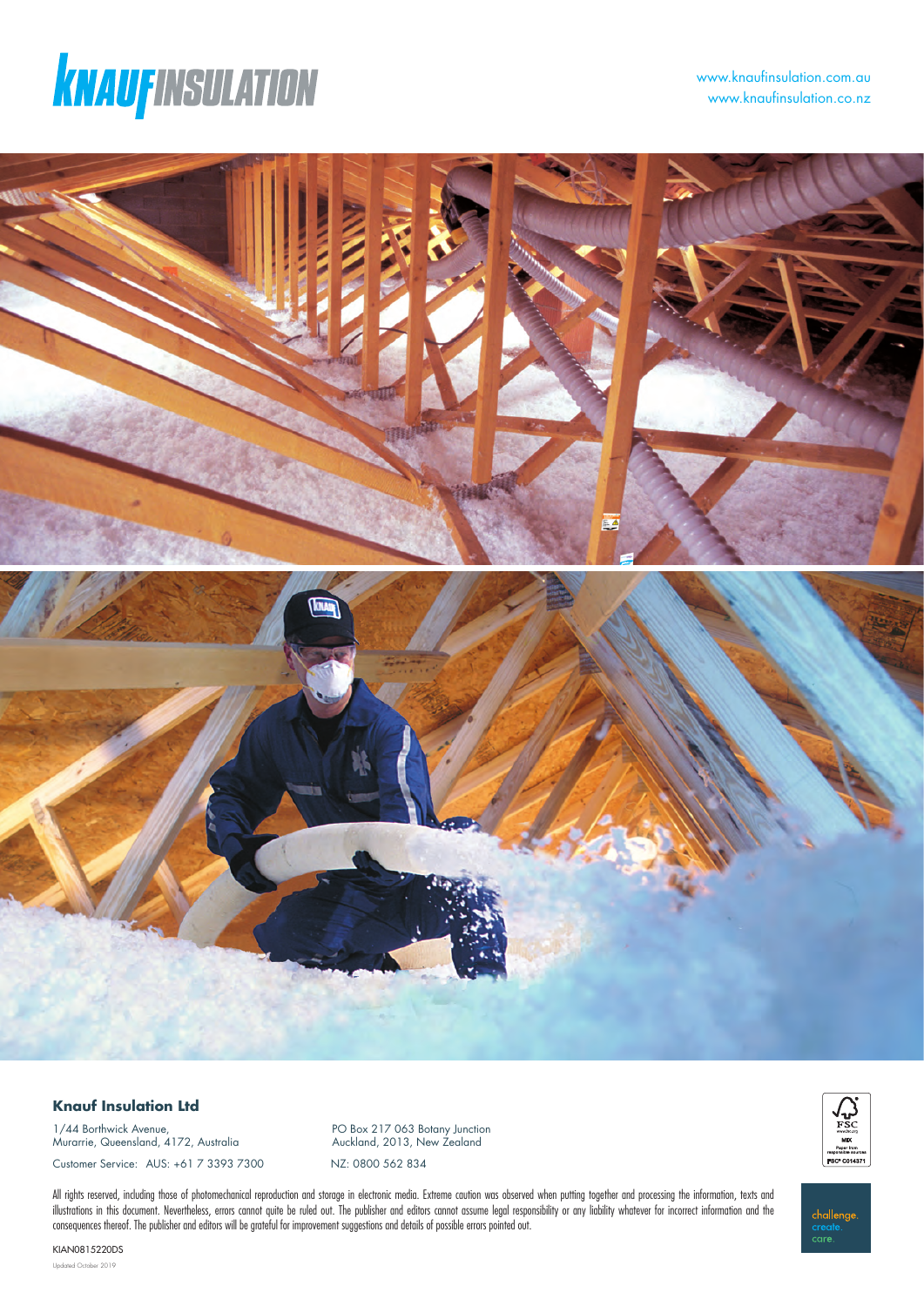KNAUF INSULATION

www.knaufinsulation.com.au
www.knaufinsulation.co.nz

**Knauf Insulation Ltd**

1/44 Borthwick Avenue,
Murarrie, Queensland, 4172, Australia

Customer Service: AUS: +61 7 3393 7300

PO Box 217 063 Botany Junction
Auckland, 2013, New Zealand

NZ: 0800 562 834

All rights reserved, including those of photomechanical reproduction and storage in electronic media. Extreme caution was observed when putting together and processing the information, texts and illustrations in this document. Nevertheless, errors cannot quite be ruled out. The publisher and editors cannot assume legal responsibility or any liability whatever for incorrect information and the consequences thereof. The publisher and editors will be grateful for improvement suggestions and details of possible errors pointed out.

KIAN0815220DS

Updated October 2019

FSC MIX Paper from responsible sources FSC® C014371

challenge. create. care.